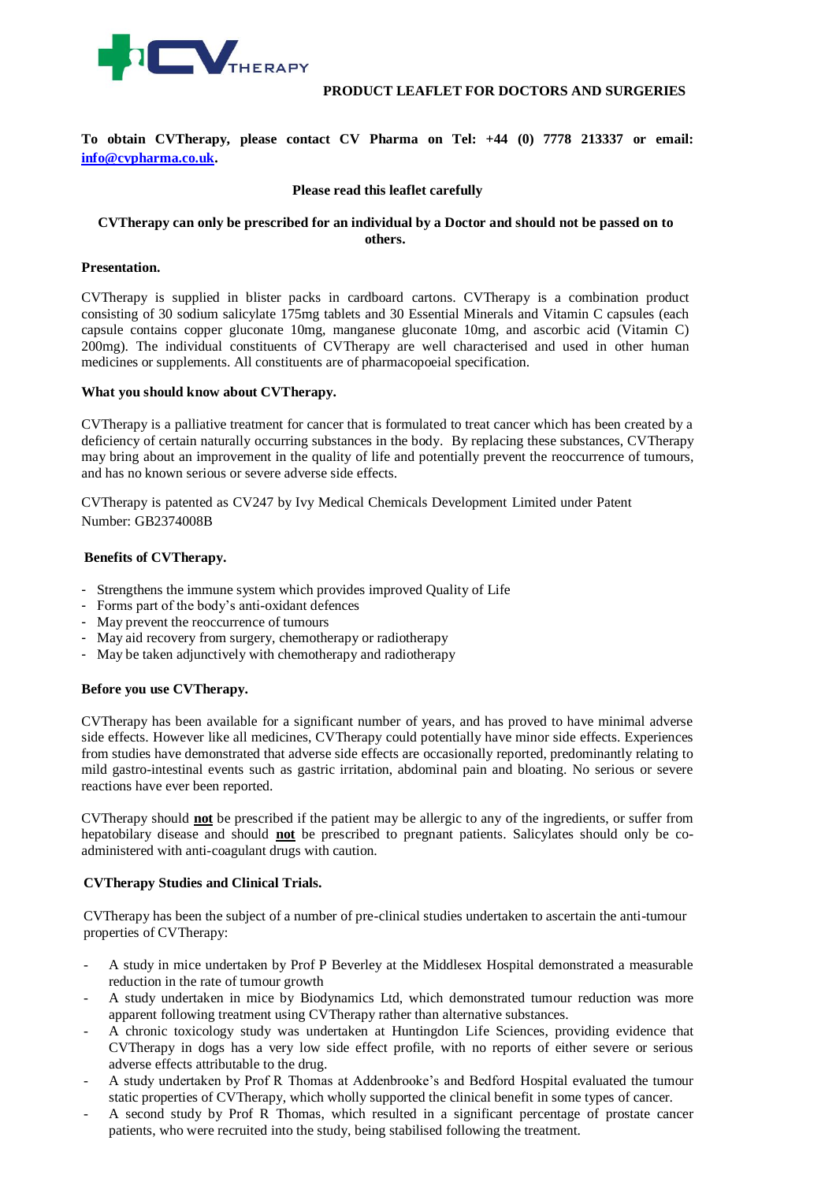CVTHERAPY

**PRODUCT LEAFLET FOR DOCTORS AND SURGERIES**

**To obtain CVTherapy, please contact CV Pharma on Tel: +44 (0) 7778 213337 or email: info@cvpharma.co.uk.**

**Please read this leaflet carefully**

**CVTherapy can only be prescribed for an individual by a Doctor and should not be passed on to others.**

**Presentation.**

CVTherapy is supplied in blister packs in cardboard cartons. CVTherapy is a combination product consisting of 30 sodium salicylate 175mg tablets and 30 Essential Minerals and Vitamin C capsules (each capsule contains copper gluconate 10mg, manganese gluconate 10mg, and ascorbic acid (Vitamin C) 200mg). The individual constituents of CVTherapy are well characterised and used in other human medicines or supplements. All constituents are of pharmacopoeial specification.

**What you should know about CVTherapy.**

CVTherapy is a palliative treatment for cancer that is formulated to treat cancer which has been created by a deficiency of certain naturally occurring substances in the body. By replacing these substances, CVTherapy may bring about an improvement in the quality of life and potentially prevent the reoccurrence of tumours, and has no known serious or severe adverse side effects.

CVTherapy is patented as CV247 by Ivy Medical Chemicals Development Limited under Patent Number: GB2374008B

**Benefits of CVTherapy.**

- Strengthens the immune system which provides improved Quality of Life
- Forms part of the body's anti-oxidant defences
- May prevent the reoccurrence of tumours
- May aid recovery from surgery, chemotherapy or radiotherapy
- May be taken adjunctively with chemotherapy and radiotherapy

**Before you use CVTherapy.**

CVTherapy has been available for a significant number of years, and has proved to have minimal adverse side effects. However like all medicines, CVTherapy could potentially have minor side effects. Experiences from studies have demonstrated that adverse side effects are occasionally reported, predominantly relating to mild gastro-intestinal events such as gastric irritation, abdominal pain and bloating. No serious or severe reactions have ever been reported.

CVTherapy should **not** be prescribed if the patient may be allergic to any of the ingredients, or suffer from hepatobilary disease and should **not** be prescribed to pregnant patients. Salicylates should only be co-administered with anti-coagulant drugs with caution.

**CVTherapy Studies and Clinical Trials.**

CVTherapy has been the subject of a number of pre-clinical studies undertaken to ascertain the anti-tumour properties of CVTherapy:

- A study in mice undertaken by Prof P Beverley at the Middlesex Hospital demonstrated a measurable reduction in the rate of tumour growth
- A study undertaken in mice by Biodynamics Ltd, which demonstrated tumour reduction was more apparent following treatment using CVTherapy rather than alternative substances.
- A chronic toxicology study was undertaken at Huntingdon Life Sciences, providing evidence that CVTherapy in dogs has a very low side effect profile, with no reports of either severe or serious adverse effects attributable to the drug.
- A study undertaken by Prof R Thomas at Addenbrooke's and Bedford Hospital evaluated the tumour static properties of CVTherapy, which wholly supported the clinical benefit in some types of cancer.
- A second study by Prof R Thomas, which resulted in a significant percentage of prostate cancer patients, who were recruited into the study, being stabilised following the treatment.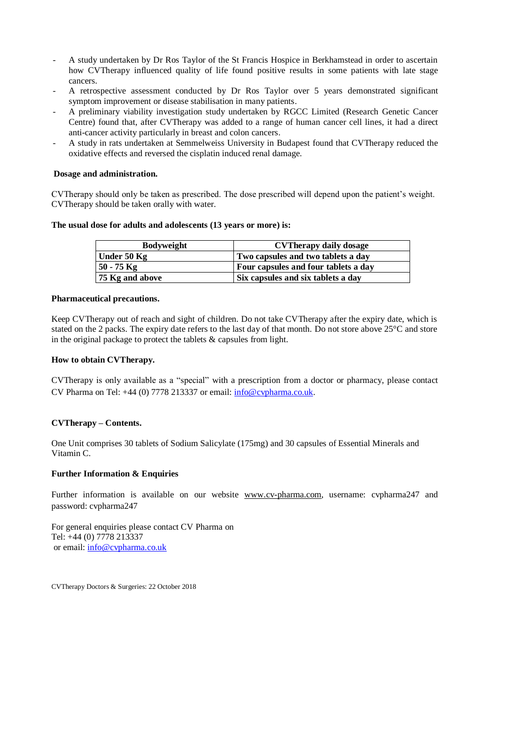- A study undertaken by Dr Ros Taylor of the St Francis Hospice in Berkhamstead in order to ascertain how CVTherapy influenced quality of life found positive results in some patients with late stage cancers.
- A retrospective assessment conducted by Dr Ros Taylor over 5 years demonstrated significant symptom improvement or disease stabilisation in many patients.
- A preliminary viability investigation study undertaken by RGCC Limited (Research Genetic Cancer Centre) found that, after CVTherapy was added to a range of human cancer cell lines, it had a direct anti-cancer activity particularly in breast and colon cancers.
- A study in rats undertaken at Semmelweiss University in Budapest found that CVTherapy reduced the oxidative effects and reversed the cisplatin induced renal damage.

**Dosage and administration.**

CVTherapy should only be taken as prescribed. The dose prescribed will depend upon the patient's weight. CVTherapy should be taken orally with water.

**The usual dose for adults and adolescents (13 years or more) is:**

| Bodyweight | CVTherapy daily dosage |
|---|---|
| **Under 50 Kg** | **Two capsules and two tablets a day** |
| **50 - 75 Kg** | **Four capsules and four tablets a day** |
| **75 Kg and above** | **Six capsules and six tablets a day** |

**Pharmaceutical precautions.**

Keep CVTherapy out of reach and sight of children. Do not take CVTherapy after the expiry date, which is stated on the 2 packs. The expiry date refers to the last day of that month. Do not store above 25°C and store in the original package to protect the tablets & capsules from light.

**How to obtain CVTherapy.**

CVTherapy is only available as a "special" with a prescription from a doctor or pharmacy, please contact CV Pharma on Tel: +44 (0) 7778 213337 or email: info@cvpharma.co.uk.

**CVTherapy – Contents.**

One Unit comprises 30 tablets of Sodium Salicylate (175mg) and 30 capsules of Essential Minerals and Vitamin C.

**Further Information & Enquiries**

Further information is available on our website www.cv-pharma.com, username: cvpharma247 and password: cvpharma247

For general enquiries please contact CV Pharma on
Tel: +44 (0) 7778 213337
or email: info@cvpharma.co.uk

CVTherapy Doctors & Surgeries: 22 October 2018